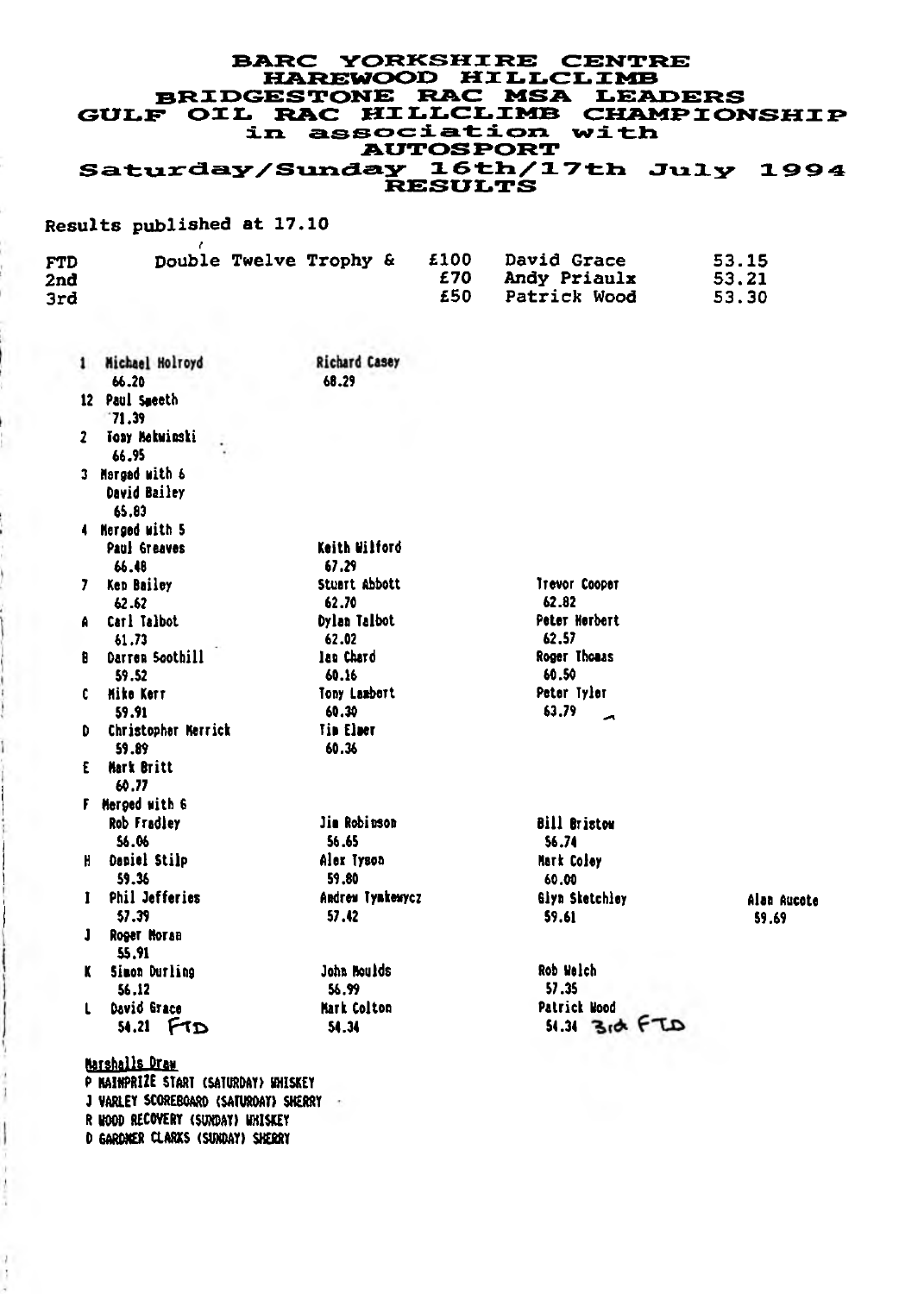# BARC YORKSHIRE CENTRE
# HAREWOOD HILLCLIMB
## BRIDGESTONE RAC MSA LEADERS
## GULF OIL RAC HILLCLIMB CHAMPIONSHIP
## in association with
## AUTOSPORT
## Saturday/Sunday 16th/17th July 1994
## RESULTS

Results published at 17.10

| | | | | |
|---|---|---|---|---|
| FTD | Double Twelve Trophy & | £100 | David Grace | 53.15 |
| 2nd | | £70 | Andy Priaulx | 53.21 |
| 3rd | | £50 | Patrick Wood | 53.30 |

| Class | 1st | 2nd | 3rd | 4th |
|---|---|---|---|---|
| 1 | Michael Holroyd 66.20 | Richard Casey 68.29 | | |
| 12 | Paul Smeeth 71.39 | | | |
| 2 | Tony Mekwinski 66.95 | | | |
| 3 Merged with 6 | David Bailey 65.83 | | | |
| 4 Merged with 5 | Paul Greaves 66.48 | Keith Wilford 67.29 | | |
| 7 | Ken Bailey 62.62 | Stuart Abbott 62.70 | Trevor Cooper 62.82 | |
| A | Carl Talbot 61.73 | Dylan Talbot 62.02 | Peter Herbert 62.57 | |
| B | Darren Soothill 59.52 | Ian Chard 60.16 | Roger Thomas 60.50 | |
| C | Mike Kerr 59.91 | Tony Lambert 60.30 | Peter Tyler 63.79 | |
| D | Christopher Merrick 59.89 | Tim Elmer 60.36 | | |
| E | Mark Britt 60.77 | | | |
| F Merged with G | Rob Fradley 56.06 | Jim Robinson 56.65 | Bill Bristow 56.74 | |
| H | Daniel Stilp 59.36 | Alex Tyson 59.80 | Mark Coley 60.00 | |
| I | Phil Jefferies 57.39 | Andrew Tymkewycz 57.42 | Glyn Sketchley 59.61 | Alan Aucote 59.69 |
| J | Roger Moran 55.91 | | | |
| K | Simon Durling 56.12 | John Moulds 56.99 | Rob Welch 57.35 | |
| L | David Grace 54.21 FTD | Mark Colton 54.34 | Patrick Wood 54.34 3rd FTD | |

**Marshalls Draw**

P MAINPRIZE START (SATURDAY) WHISKEY
J VARLEY SCOREBOARD (SATURDAY) SHERRY
R WOOD RECOVERY (SUNDAY) WHISKEY
D GARDNER CLARKS (SUNDAY) SHERRY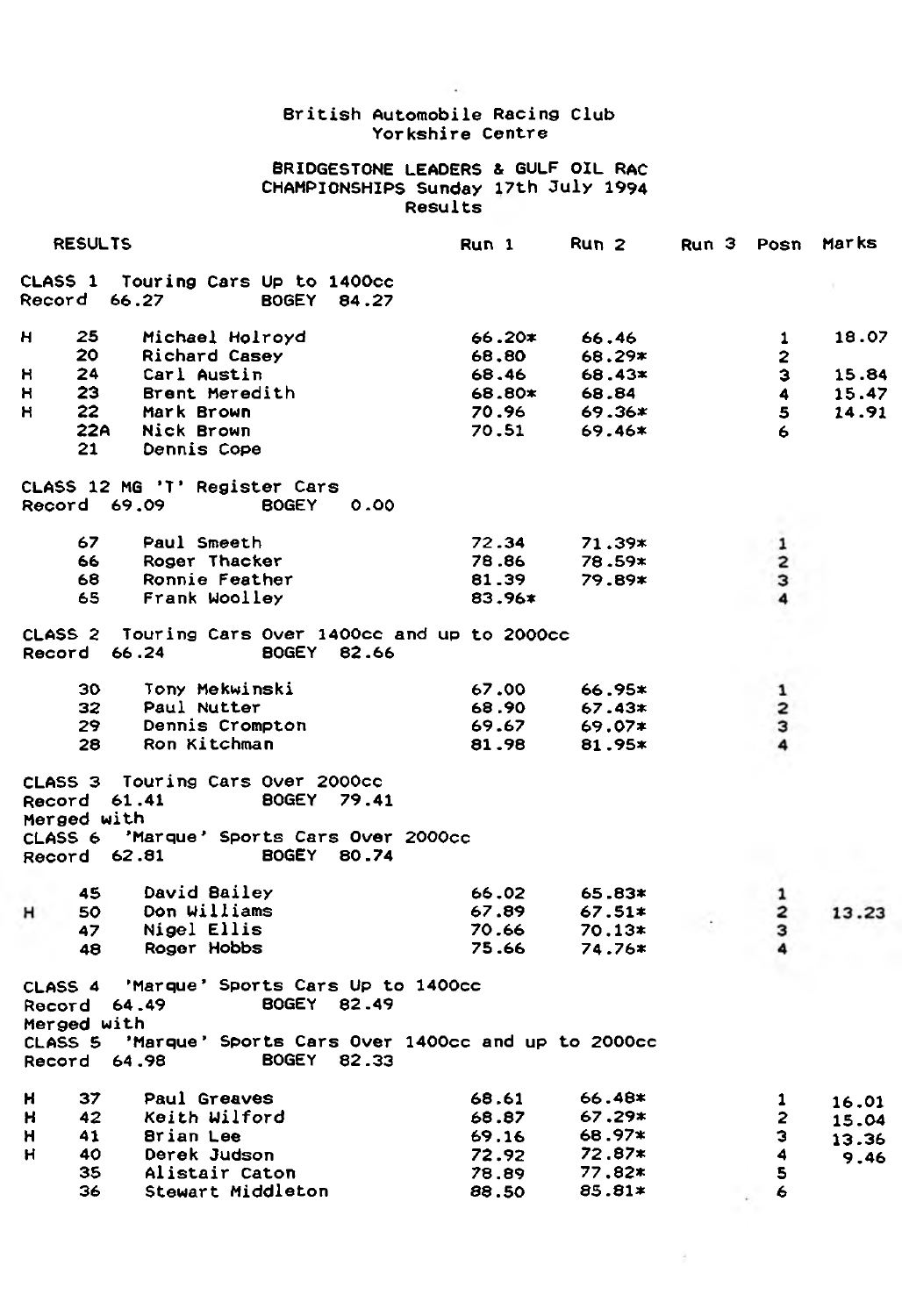British Automobile Racing Club
Yorkshire Centre

BRIDGESTONE LEADERS & GULF OIL RAC
CHAMPIONSHIPS Sunday 17th July 1994
Results

| RESULTS | | | Run 1 | Run 2 | Run 3 | Posn | Marks |
|---|---|---|---|---|---|---|---|
| **CLASS 1 Touring Cars Up to 1400cc** | | | | | | | |
| Record 66.27 BOGEY 84.27 | | | | | | | |
| H | 25 | Michael Holroyd | 66.20* | 66.46 | | 1 | 18.07 |
| | 20 | Richard Casey | 68.80 | 68.29* | | 2 | |
| H | 24 | Carl Austin | 68.46 | 68.43* | | 3 | 15.84 |
| H | 23 | Brent Meredith | 68.80* | 68.84 | | 4 | 15.47 |
| H | 22 | Mark Brown | 70.96 | 69.36* | | 5 | 14.91 |
| | 22A | Nick Brown | 70.51 | 69.46* | | 6 | |
| | 21 | Dennis Cope | | | | | |
| **CLASS 12 MG 'T' Register Cars** | | | | | | | |
| Record 69.09 BOGEY 0.00 | | | | | | | |
| | 67 | Paul Smeeth | 72.34 | 71.39* | | 1 | |
| | 66 | Roger Thacker | 78.86 | 78.59* | | 2 | |
| | 68 | Ronnie Feather | 81.39 | 79.89* | | 3 | |
| | 65 | Frank Woolley | 83.96* | | | 4 | |
| **CLASS 2 Touring Cars Over 1400cc and up to 2000cc** | | | | | | | |
| Record 66.24 BOGEY 82.66 | | | | | | | |
| | 30 | Tony Mekwinski | 67.00 | 66.95* | | 1 | |
| | 32 | Paul Nutter | 68.90 | 67.43* | | 2 | |
| | 29 | Dennis Crompton | 69.67 | 69.07* | | 3 | |
| | 28 | Ron Kitchman | 81.98 | 81.95* | | 4 | |
| **CLASS 3 Touring Cars Over 2000cc** | | | | | | | |
| Record 61.41 BOGEY 79.41 | | | | | | | |
| Merged with | | | | | | | |
| **CLASS 6 'Marque' Sports Cars Over 2000cc** | | | | | | | |
| Record 62.81 BOGEY 80.74 | | | | | | | |
| | 45 | David Bailey | 66.02 | 65.83* | | 1 | |
| H | 50 | Don Williams | 67.89 | 67.51* | | 2 | 13.23 |
| | 47 | Nigel Ellis | 70.66 | 70.13* | | 3 | |
| | 48 | Roger Hobbs | 75.66 | 74.76* | | 4 | |
| **CLASS 4 'Marque' Sports Cars Up to 1400cc** | | | | | | | |
| Record 64.49 BOGEY 82.49 | | | | | | | |
| Merged with | | | | | | | |
| **CLASS 5 'Marque' Sports Cars Over 1400cc and up to 2000cc** | | | | | | | |
| Record 64.98 BOGEY 82.33 | | | | | | | |
| H | 37 | Paul Greaves | 68.61 | 66.48* | | 1 | 16.01 |
| H | 42 | Keith Wilford | 68.87 | 67.29* | | 2 | 15.04 |
| H | 41 | Brian Lee | 69.16 | 68.97* | | 3 | 13.36 |
| H | 40 | Derek Judson | 72.92 | 72.87* | | 4 | 9.46 |
| | 35 | Alistair Caton | 78.89 | 77.82* | | 5 | |
| | 36 | Stewart Middleton | 88.50 | 85.81* | | 6 | |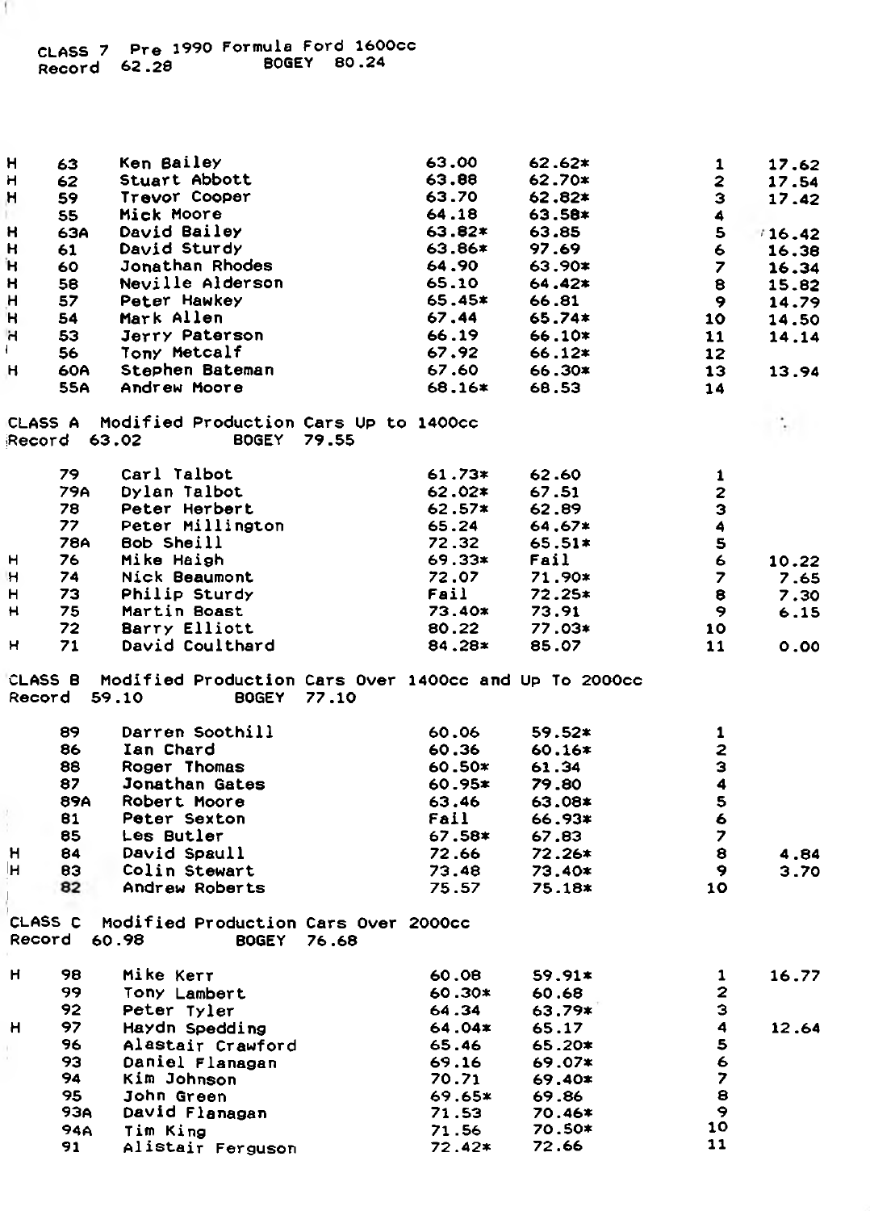CLASS 7 Pre 1990 Formula Ford 1600cc
Record 62.28 BOGEY 80.24

| | | | | | | |
|---|---|---|---|---|---|---|
| H | 63 | Ken Bailey | 63.00 | 62.62* | 1 | 17.62 |
| H | 62 | Stuart Abbott | 63.88 | 62.70* | 2 | 17.54 |
| H | 59 | Trevor Cooper | 63.70 | 62.82* | 3 | 17.42 |
| | 55 | Mick Moore | 64.18 | 63.58* | 4 | |
| H | 63A | David Bailey | 63.82* | 63.85 | 5 | 16.42 |
| H | 61 | David Sturdy | 63.86* | 97.69 | 6 | 16.38 |
| H | 60 | Jonathan Rhodes | 64.90 | 63.90* | 7 | 16.34 |
| H | 58 | Neville Alderson | 65.10 | 64.42* | 8 | 15.82 |
| H | 57 | Peter Hawkey | 65.45* | 66.81 | 9 | 14.79 |
| H | 54 | Mark Allen | 67.44 | 65.74* | 10 | 14.50 |
| H | 53 | Jerry Paterson | 66.19 | 66.10* | 11 | 14.14 |
| | 56 | Tony Metcalf | 67.92 | 66.12* | 12 | |
| H | 60A | Stephen Bateman | 67.60 | 66.30* | 13 | 13.94 |
| | 55A | Andrew Moore | 68.16* | 68.53 | 14 | |

CLASS A Modified Production Cars Up to 1400cc
Record 63.02 BOGEY 79.55

| | | | | | | |
|---|---|---|---|---|---|---|
| | 79 | Carl Talbot | 61.73* | 62.60 | 1 | |
| | 79A | Dylan Talbot | 62.02* | 67.51 | 2 | |
| | 78 | Peter Herbert | 62.57* | 62.89 | 3 | |
| | 77 | Peter Millington | 65.24 | 64.67* | 4 | |
| | 78A | Bob Sheill | 72.32 | 65.51* | 5 | |
| H | 76 | Mike Haigh | 69.33* | Fail | 6 | 10.22 |
| H | 74 | Nick Beaumont | 72.07 | 71.90* | 7 | 7.65 |
| H | 73 | Philip Sturdy | Fail | 72.25* | 8 | 7.30 |
| H | 75 | Martin Boast | 73.40* | 73.91 | 9 | 6.15 |
| | 72 | Barry Elliott | 80.22 | 77.03* | 10 | |
| H | 71 | David Coulthard | 84.28* | 85.07 | 11 | 0.00 |

CLASS B Modified Production Cars Over 1400cc and Up To 2000cc
Record 59.10 BOGEY 77.10

| | | | | | | |
|---|---|---|---|---|---|---|
| | 89 | Darren Soothill | 60.06 | 59.52* | 1 | |
| | 86 | Ian Chard | 60.36 | 60.16* | 2 | |
| | 88 | Roger Thomas | 60.50* | 61.34 | 3 | |
| | 87 | Jonathan Gates | 60.95* | 79.80 | 4 | |
| | 89A | Robert Moore | 63.46 | 63.08* | 5 | |
| | 81 | Peter Sexton | Fail | 66.93* | 6 | |
| | 85 | Les Butler | 67.58* | 67.83 | 7 | |
| H | 84 | David Spaull | 72.66 | 72.26* | 8 | 4.84 |
| H | 83 | Colin Stewart | 73.48 | 73.40* | 9 | 3.70 |
| | 82 | Andrew Roberts | 75.57 | 75.18* | 10 | |

CLASS C Modified Production Cars Over 2000cc
Record 60.98 BOGEY 76.68

| | | | | | | |
|---|---|---|---|---|---|---|
| H | 98 | Mike Kerr | 60.08 | 59.91* | 1 | 16.77 |
| | 99 | Tony Lambert | 60.30* | 60.68 | 2 | |
| | 92 | Peter Tyler | 64.34 | 63.79* | 3 | |
| H | 97 | Haydn Spedding | 64.04* | 65.17 | 4 | 12.64 |
| | 96 | Alastair Crawford | 65.46 | 65.20* | 5 | |
| | 93 | Daniel Flanagan | 69.16 | 69.07* | 6 | |
| | 94 | Kim Johnson | 70.71 | 69.40* | 7 | |
| | 95 | John Green | 69.65* | 69.86 | 8 | |
| | 93A | David Flanagan | 71.53 | 70.46* | 9 | |
| | 94A | Tim King | 71.56 | 70.50* | 10 | |
| | 91 | Alistair Ferguson | 72.42* | 72.66 | 11 | |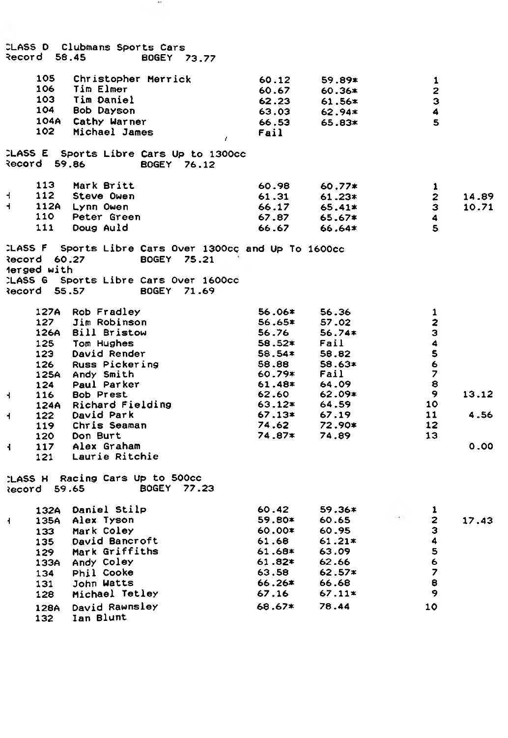CLASS D Clubmans Sports Cars
Record 58.45 BOGEY 73.77

| | No. | Name | Run 1 | Run 2 | Pos | |
|---|---|---|---|---|---|---|
| | 105 | Christopher Merrick | 60.12 | 59.89* | 1 | |
| | 106 | Tim Elmer | 60.67 | 60.36* | 2 | |
| | 103 | Tim Daniel | 62.23 | 61.56* | 3 | |
| | 104 | Bob Dayson | 63.03 | 62.94* | 4 | |
| | 104A | Cathy Warner | 66.53 | 65.83* | 5 | |
| | 102 | Michael James | Fail | | | |

CLASS E Sports Libre Cars Up to 1300cc
Record 59.86 BOGEY 76.12

| | No. | Name | Run 1 | Run 2 | Pos | |
|---|---|---|---|---|---|---|
| | 113 | Mark Britt | 60.98 | 60.77* | 1 | |
| H | 112 | Steve Owen | 61.31 | 61.23* | 2 | 14.89 |
| H | 112A | Lynn Owen | 66.17 | 65.41* | 3 | 10.71 |
| | 110 | Peter Green | 67.87 | 65.67* | 4 | |
| | 111 | Doug Auld | 66.67 | 66.64* | 5 | |

CLASS F Sports Libre Cars Over 1300cc and Up To 1600cc
Record 60.27 BOGEY 75.21
Merged with
CLASS G Sports Libre Cars Over 1600cc
Record 55.57 BOGEY 71.69

| | No. | Name | Run 1 | Run 2 | Pos | |
|---|---|---|---|---|---|---|
| | 127A | Rob Fradley | 56.06* | 56.36 | 1 | |
| | 127 | Jim Robinson | 56.65* | 57.02 | 2 | |
| | 126A | Bill Bristow | 56.76 | 56.74* | 3 | |
| | 125 | Tom Hughes | 58.52* | Fail | 4 | |
| | 123 | David Render | 58.54* | 58.82 | 5 | |
| | 126 | Russ Pickering | 58.88 | 58.63* | 6 | |
| | 125A | Andy Smith | 60.79* | Fail | 7 | |
| | 124 | Paul Parker | 61.48* | 64.09 | 8 | |
| H | 116 | Bob Prest | 62.60 | 62.09* | 9 | 13.12 |
| | 124A | Richard Fielding | 63.12* | 64.59 | 10 | |
| H | 122 | David Park | 67.13* | 67.19 | 11 | 4.56 |
| | 119 | Chris Seaman | 74.62 | 72.90* | 12 | |
| | 120 | Don Burt | 74.87* | 74.89 | 13 | |
| H | 117 | Alex Graham | | | | 0.00 |
| | 121 | Laurie Ritchie | | | | |

CLASS H Racing Cars Up to 500cc
Record 59.65 BOGEY 77.23

| | No. | Name | Run 1 | Run 2 | Pos | |
|---|---|---|---|---|---|---|
| | 132A | Daniel Stilp | 60.42 | 59.36* | 1 | |
| H | 135A | Alex Tyson | 59.80* | 60.65 | 2 | 17.43 |
| | 133 | Mark Coley | 60.00* | 60.95 | 3 | |
| | 135 | David Bancroft | 61.68 | 61.21* | 4 | |
| | 129 | Mark Griffiths | 61.68* | 63.09 | 5 | |
| | 133A | Andy Coley | 61.82* | 62.66 | 6 | |
| | 134 | Phil Cooke | 63.58 | 62.57* | 7 | |
| | 131 | John Watts | 66.26* | 66.68 | 8 | |
| | 128 | Michael Tetley | 67.16 | 67.11* | 9 | |
| | 128A | David Rawnsley | 68.67* | 78.44 | 10 | |
| | 132 | Ian Blunt | | | | |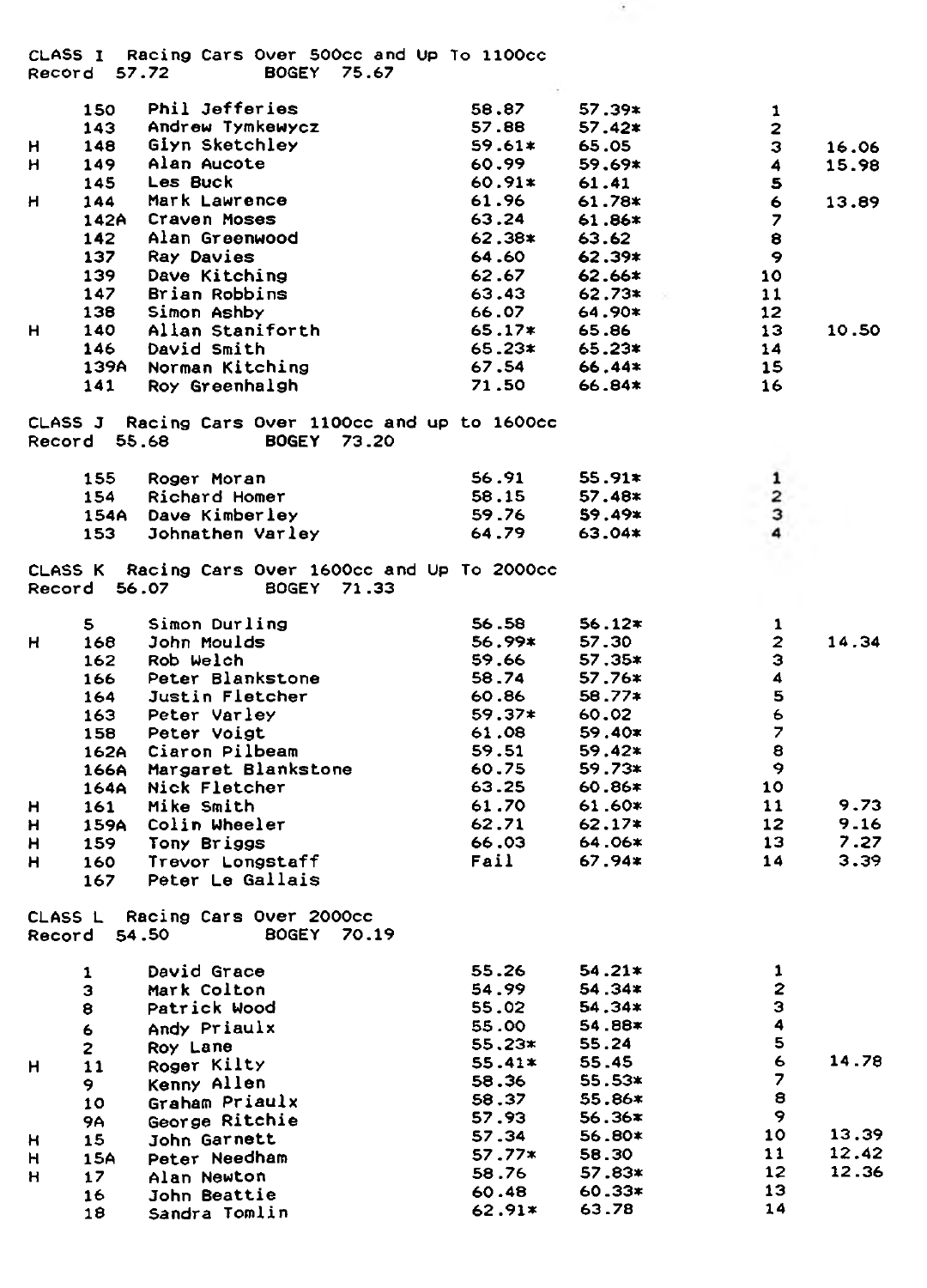CLASS I Racing Cars Over 500cc and Up To 1100cc
Record 57.72 BOGEY 75.67

| | No. | Driver | Run 1 | Run 2 | Pos | |
|---|---|---|---|---|---|---|
| | 150 | Phil Jefferies | 58.87 | 57.39* | 1 | |
| | 143 | Andrew Tymkewycz | 57.88 | 57.42* | 2 | |
| H | 148 | Glyn Sketchley | 59.61* | 65.05 | 3 | 16.06 |
| H | 149 | Alan Aucote | 60.99 | 59.69* | 4 | 15.98 |
| | 145 | Les Buck | 60.91* | 61.41 | 5 | |
| H | 144 | Mark Lawrence | 61.96 | 61.78* | 6 | 13.89 |
| | 142A | Craven Moses | 63.24 | 61.86* | 7 | |
| | 142 | Alan Greenwood | 62.38* | 63.62 | 8 | |
| | 137 | Ray Davies | 64.60 | 62.39* | 9 | |
| | 139 | Dave Kitching | 62.67 | 62.66* | 10 | |
| | 147 | Brian Robbins | 63.43 | 62.73* | 11 | |
| | 138 | Simon Ashby | 66.07 | 64.90* | 12 | |
| H | 140 | Allan Staniforth | 65.17* | 65.86 | 13 | 10.50 |
| | 146 | David Smith | 65.23* | 65.23* | 14 | |
| | 139A | Norman Kitching | 67.54 | 66.44* | 15 | |
| | 141 | Roy Greenhalgh | 71.50 | 66.84* | 16 | |

CLASS J Racing Cars Over 1100cc and up to 1600cc
Record 55.68 BOGEY 73.20

| | No. | Driver | Run 1 | Run 2 | Pos | |
|---|---|---|---|---|---|---|
| | 155 | Roger Moran | 56.91 | 55.91* | 1 | |
| | 154 | Richard Homer | 58.15 | 57.48* | 2 | |
| | 154A | Dave Kimberley | 59.76 | 59.49* | 3 | |
| | 153 | Johnathen Varley | 64.79 | 63.04* | 4 | |

CLASS K Racing Cars Over 1600cc and Up To 2000cc
Record 56.07 BOGEY 71.33

| | No. | Driver | Run 1 | Run 2 | Pos | |
|---|---|---|---|---|---|---|
| | 5 | Simon Durling | 56.58 | 56.12* | 1 | |
| H | 168 | John Moulds | 56.99* | 57.30 | 2 | 14.34 |
| | 162 | Rob Welch | 59.66 | 57.35* | 3 | |
| | 166 | Peter Blankstone | 58.74 | 57.76* | 4 | |
| | 164 | Justin Fletcher | 60.86 | 58.77* | 5 | |
| | 163 | Peter Varley | 59.37* | 60.02 | 6 | |
| | 158 | Peter Voigt | 61.08 | 59.40* | 7 | |
| | 162A | Ciaron Pilbeam | 59.51 | 59.42* | 8 | |
| | 166A | Margaret Blankstone | 60.75 | 59.73* | 9 | |
| | 164A | Nick Fletcher | 63.25 | 60.86* | 10 | |
| H | 161 | Mike Smith | 61.70 | 61.60* | 11 | 9.73 |
| H | 159A | Colin Wheeler | 62.71 | 62.17* | 12 | 9.16 |
| H | 159 | Tony Briggs | 66.03 | 64.06* | 13 | 7.27 |
| H | 160 | Trevor Longstaff | Fail | 67.94* | 14 | 3.39 |
| | 167 | Peter Le Gallais | | | | |

CLASS L Racing Cars Over 2000cc
Record 54.50 BOGEY 70.19

| | No. | Driver | Run 1 | Run 2 | Pos | |
|---|---|---|---|---|---|---|
| | 1 | David Grace | 55.26 | 54.21* | 1 | |
| | 3 | Mark Colton | 54.99 | 54.34* | 2 | |
| | 8 | Patrick Wood | 55.02 | 54.34* | 3 | |
| | 6 | Andy Priaulx | 55.00 | 54.88* | 4 | |
| | 2 | Roy Lane | 55.23* | 55.24 | 5 | |
| H | 11 | Roger Kilty | 55.41* | 55.45 | 6 | 14.78 |
| | 9 | Kenny Allen | 58.36 | 55.53* | 7 | |
| | 10 | Graham Priaulx | 58.37 | 55.86* | 8 | |
| | 9A | George Ritchie | 57.93 | 56.36* | 9 | |
| H | 15 | John Garnett | 57.34 | 56.80* | 10 | 13.39 |
| H | 15A | Peter Needham | 57.77* | 58.30 | 11 | 12.42 |
| H | 17 | Alan Newton | 58.76 | 57.83* | 12 | 12.36 |
| | 16 | John Beattie | 60.48 | 60.33* | 13 | |
| | 18 | Sandra Tomlin | 62.91* | 63.78 | 14 | |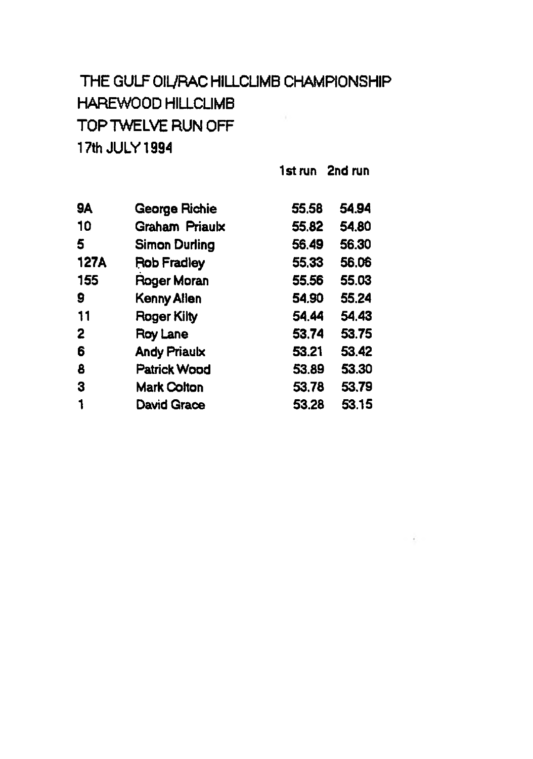THE GULF OIL/RAC HILLCLIMB CHAMPIONSHIP

HAREWOOD HILLCLIMB

TOP TWELVE RUN OFF

17th JULY 1994

| | | 1st run | 2nd run |
|---|---|---|---|
| 9A | George Richie | 55.58 | 54.94 |
| 10 | Graham Priaulx | 55.82 | 54.80 |
| 5 | Simon Durling | 56.49 | 56.30 |
| 127A | Rob Fradley | 55.33 | 56.06 |
| 155 | Roger Moran | 55.56 | 55.03 |
| 9 | Kenny Allen | 54.90 | 55.24 |
| 11 | Roger Kilty | 54.44 | 54.43 |
| 2 | Roy Lane | 53.74 | 53.75 |
| 6 | Andy Priaulx | 53.21 | 53.42 |
| 8 | Patrick Wood | 53.89 | 53.30 |
| 3 | Mark Colton | 53.78 | 53.79 |
| 1 | David Grace | 53.28 | 53.15 |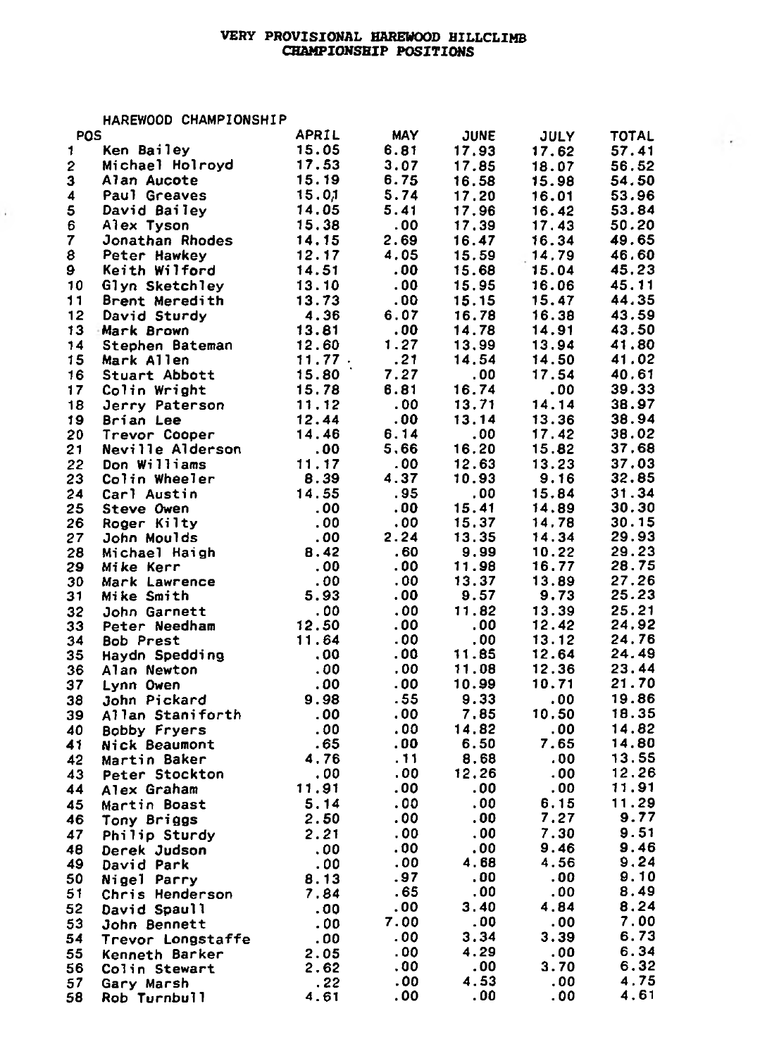# VERY PROVISIONAL HAREWOOD HILLCLIMB CHAMPIONSHIP POSITIONS

HAREWOOD CHAMPIONSHIP

| POS | | APRIL | MAY | JUNE | JULY | TOTAL |
|---|---|---|---|---|---|---|
| 1 | Ken Bailey | 15.05 | 6.81 | 17.93 | 17.62 | 57.41 |
| 2 | Michael Holroyd | 17.53 | 3.07 | 17.85 | 18.07 | 56.52 |
| 3 | Alan Aucote | 15.19 | 6.75 | 16.58 | 15.98 | 54.50 |
| 4 | Paul Greaves | 15.01 | 5.74 | 17.20 | 16.01 | 53.96 |
| 5 | David Bailey | 14.05 | 5.41 | 17.96 | 16.42 | 53.84 |
| 6 | Alex Tyson | 15.38 | .00 | 17.39 | 17.43 | 50.20 |
| 7 | Jonathan Rhodes | 14.15 | 2.69 | 16.47 | 16.34 | 49.65 |
| 8 | Peter Hawkey | 12.17 | 4.05 | 15.59 | 14.79 | 46.60 |
| 9 | Keith Wilford | 14.51 | .00 | 15.68 | 15.04 | 45.23 |
| 10 | Glyn Sketchley | 13.10 | .00 | 15.95 | 16.06 | 45.11 |
| 11 | Brent Meredith | 13.73 | .00 | 15.15 | 15.47 | 44.35 |
| 12 | David Sturdy | 4.36 | 6.07 | 16.78 | 16.38 | 43.59 |
| 13 | Mark Brown | 13.81 | .00 | 14.78 | 14.91 | 43.50 |
| 14 | Stephen Bateman | 12.60 | 1.27 | 13.99 | 13.94 | 41.80 |
| 15 | Mark Allen | 11.77 | .21 | 14.54 | 14.50 | 41.02 |
| 16 | Stuart Abbott | 15.80 | 7.27 | .00 | 17.54 | 40.61 |
| 17 | Colin Wright | 15.78 | 6.81 | 16.74 | .00 | 39.33 |
| 18 | Jerry Paterson | 11.12 | .00 | 13.71 | 14.14 | 38.97 |
| 19 | Brian Lee | 12.44 | .00 | 13.14 | 13.36 | 38.94 |
| 20 | Trevor Cooper | 14.46 | 6.14 | .00 | 17.42 | 38.02 |
| 21 | Neville Alderson | .00 | 5.66 | 16.20 | 15.82 | 37.68 |
| 22 | Don Williams | 11.17 | .00 | 12.63 | 13.23 | 37.03 |
| 23 | Colin Wheeler | 8.39 | 4.37 | 10.93 | 9.16 | 32.85 |
| 24 | Carl Austin | 14.55 | .95 | .00 | 15.84 | 31.34 |
| 25 | Steve Owen | .00 | .00 | 15.41 | 14.89 | 30.30 |
| 26 | Roger Kilty | .00 | .00 | 15.37 | 14.78 | 30.15 |
| 27 | John Moulds | .00 | 2.24 | 13.35 | 14.34 | 29.93 |
| 28 | Michael Haigh | 8.42 | .60 | 9.99 | 10.22 | 29.23 |
| 29 | Mike Kerr | .00 | .00 | 11.98 | 16.77 | 28.75 |
| 30 | Mark Lawrence | .00 | .00 | 13.37 | 13.89 | 27.26 |
| 31 | Mike Smith | 5.93 | .00 | 9.57 | 9.73 | 25.23 |
| 32 | John Garnett | .00 | .00 | 11.82 | 13.39 | 25.21 |
| 33 | Peter Needham | 12.50 | .00 | .00 | 12.42 | 24.92 |
| 34 | Bob Prest | 11.64 | .00 | .00 | 13.12 | 24.76 |
| 35 | Haydn Spedding | .00 | .00 | 11.85 | 12.64 | 24.49 |
| 36 | Alan Newton | .00 | .00 | 11.08 | 12.36 | 23.44 |
| 37 | Lynn Owen | .00 | .00 | 10.99 | 10.71 | 21.70 |
| 38 | John Pickard | 9.98 | .55 | 9.33 | .00 | 19.86 |
| 39 | Allan Staniforth | .00 | .00 | 7.85 | 10.50 | 18.35 |
| 40 | Bobby Fryers | .00 | .00 | 14.82 | .00 | 14.82 |
| 41 | Nick Beaumont | .65 | .00 | 6.50 | 7.65 | 14.80 |
| 42 | Martin Baker | 4.76 | .11 | 8.68 | .00 | 13.55 |
| 43 | Peter Stockton | .00 | .00 | 12.26 | .00 | 12.26 |
| 44 | Alex Graham | 11.91 | .00 | .00 | .00 | 11.91 |
| 45 | Martin Boast | 5.14 | .00 | .00 | 6.15 | 11.29 |
| 46 | Tony Briggs | 2.50 | .00 | .00 | 7.27 | 9.77 |
| 47 | Philip Sturdy | 2.21 | .00 | .00 | 7.30 | 9.51 |
| 48 | Derek Judson | .00 | .00 | .00 | 9.46 | 9.46 |
| 49 | David Park | .00 | .00 | 4.68 | 4.56 | 9.24 |
| 50 | Nigel Parry | 8.13 | .97 | .00 | .00 | 9.10 |
| 51 | Chris Henderson | 7.84 | .65 | .00 | .00 | 8.49 |
| 52 | David Spaull | .00 | .00 | 3.40 | 4.84 | 8.24 |
| 53 | John Bennett | .00 | 7.00 | .00 | .00 | 7.00 |
| 54 | Trevor Longstaffe | .00 | .00 | 3.34 | 3.39 | 6.73 |
| 55 | Kenneth Barker | 2.05 | .00 | 4.29 | .00 | 6.34 |
| 56 | Colin Stewart | 2.62 | .00 | .00 | 3.70 | 6.32 |
| 57 | Gary Marsh | .22 | .00 | 4.53 | .00 | 4.75 |
| 58 | Rob Turnbull | 4.61 | .00 | .00 | .00 | 4.61 |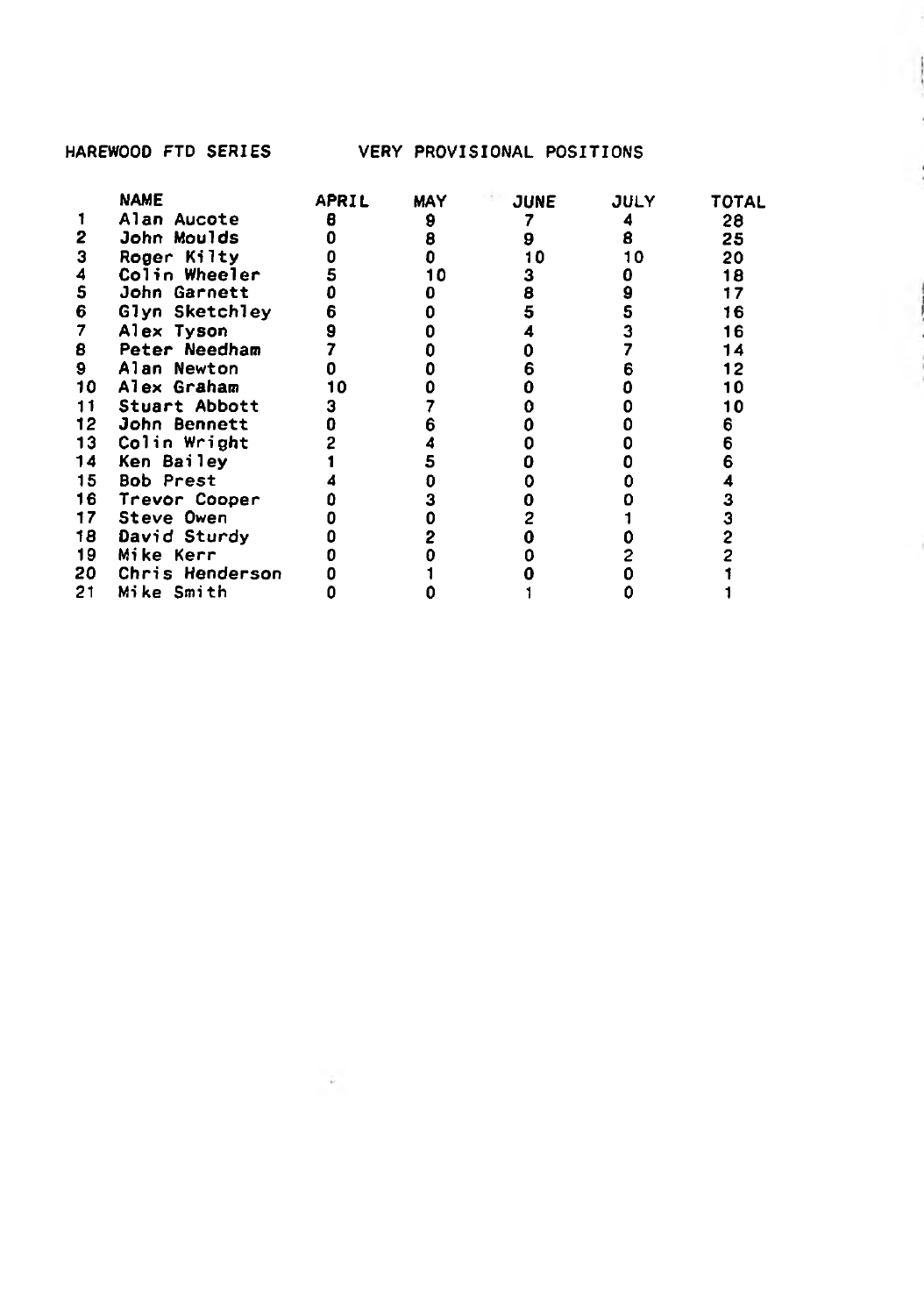HAREWOOD FTD SERIES VERY PROVISIONAL POSITIONS

| | NAME | APRIL | MAY | JUNE | JULY | TOTAL |
|---|---|---|---|---|---|---|
| 1 | Alan Aucote | 8 | 9 | 7 | 4 | 28 |
| 2 | John Moulds | 0 | 8 | 9 | 8 | 25 |
| 3 | Roger Kilty | 0 | 0 | 10 | 10 | 20 |
| 4 | Colin Wheeler | 5 | 10 | 3 | 0 | 18 |
| 5 | John Garnett | 0 | 0 | 8 | 9 | 17 |
| 6 | Glyn Sketchley | 6 | 0 | 5 | 5 | 16 |
| 7 | Alex Tyson | 9 | 0 | 4 | 3 | 16 |
| 8 | Peter Needham | 7 | 0 | 0 | 7 | 14 |
| 9 | Alan Newton | 0 | 0 | 6 | 6 | 12 |
| 10 | Alex Graham | 10 | 0 | 0 | 0 | 10 |
| 11 | Stuart Abbott | 3 | 7 | 0 | 0 | 10 |
| 12 | John Bennett | 0 | 6 | 0 | 0 | 6 |
| 13 | Colin Wright | 2 | 4 | 0 | 0 | 6 |
| 14 | Ken Bailey | 1 | 5 | 0 | 0 | 6 |
| 15 | Bob Prest | 4 | 0 | 0 | 0 | 4 |
| 16 | Trevor Cooper | 0 | 3 | 0 | 0 | 3 |
| 17 | Steve Owen | 0 | 0 | 2 | 1 | 3 |
| 18 | David Sturdy | 0 | 2 | 0 | 0 | 2 |
| 19 | Mike Kerr | 0 | 0 | 0 | 2 | 2 |
| 20 | Chris Henderson | 0 | 1 | 0 | 0 | 1 |
| 21 | Mike Smith | 0 | 0 | 1 | 0 | 1 |